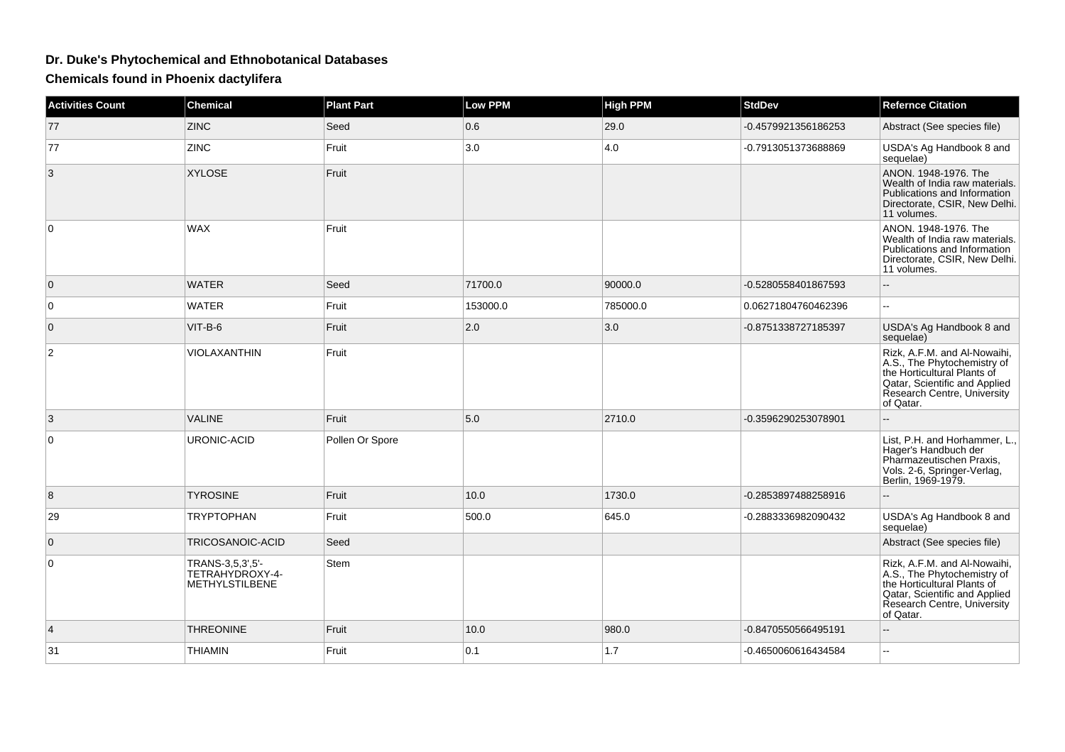# Dr. Duke's Phytochemical and Ethnobotanical Databases

## Chemicals found in Phoenix dactylifera

| Activities Count | Chemical | Plant Part | Low PPM | High PPM | StdDev | Refernce Citation |
|---|---|---|---|---|---|---|
| 77 | ZINC | Seed | 0.6 | 29.0 | -0.4579921356186253 | Abstract (See species file) |
| 77 | ZINC | Fruit | 3.0 | 4.0 | -0.7913051373688869 | USDA's Ag Handbook 8 and sequelae) |
| 3 | XYLOSE | Fruit | | | | ANON. 1948-1976. The Wealth of India raw materials. Publications and Information Directorate, CSIR, New Delhi. 11 volumes. |
| 0 | WAX | Fruit | | | | ANON. 1948-1976. The Wealth of India raw materials. Publications and Information Directorate, CSIR, New Delhi. 11 volumes. |
| 0 | WATER | Seed | 71700.0 | 90000.0 | -0.5280558401867593 | -- |
| 0 | WATER | Fruit | 153000.0 | 785000.0 | 0.06271804760462396 | -- |
| 0 | VIT-B-6 | Fruit | 2.0 | 3.0 | -0.8751338727185397 | USDA's Ag Handbook 8 and sequelae) |
| 2 | VIOLAXANTHIN | Fruit | | | | Rizk, A.F.M. and Al-Nowaihi, A.S., The Phytochemistry of the Horticultural Plants of Qatar, Scientific and Applied Research Centre, University of Qatar. |
| 3 | VALINE | Fruit | 5.0 | 2710.0 | -0.3596290253078901 | -- |
| 0 | URONIC-ACID | Pollen Or Spore | | | | List, P.H. and Horhammer, L., Hager's Handbuch der Pharmazeutischen Praxis, Vols. 2-6, Springer-Verlag, Berlin, 1969-1979. |
| 8 | TYROSINE | Fruit | 10.0 | 1730.0 | -0.2853897488258916 | -- |
| 29 | TRYPTOPHAN | Fruit | 500.0 | 645.0 | -0.2883336982090432 | USDA's Ag Handbook 8 and sequelae) |
| 0 | TRICOSANOIC-ACID | Seed | | | | Abstract (See species file) |
| 0 | TRANS-3,5,3',5'-TETRAHYDROXY-4-METHYLSTILBENE | Stem | | | | Rizk, A.F.M. and Al-Nowaihi, A.S., The Phytochemistry of the Horticultural Plants of Qatar, Scientific and Applied Research Centre, University of Qatar. |
| 4 | THREONINE | Fruit | 10.0 | 980.0 | -0.8470550566495191 | -- |
| 31 | THIAMIN | Fruit | 0.1 | 1.7 | -0.4650060616434584 | -- |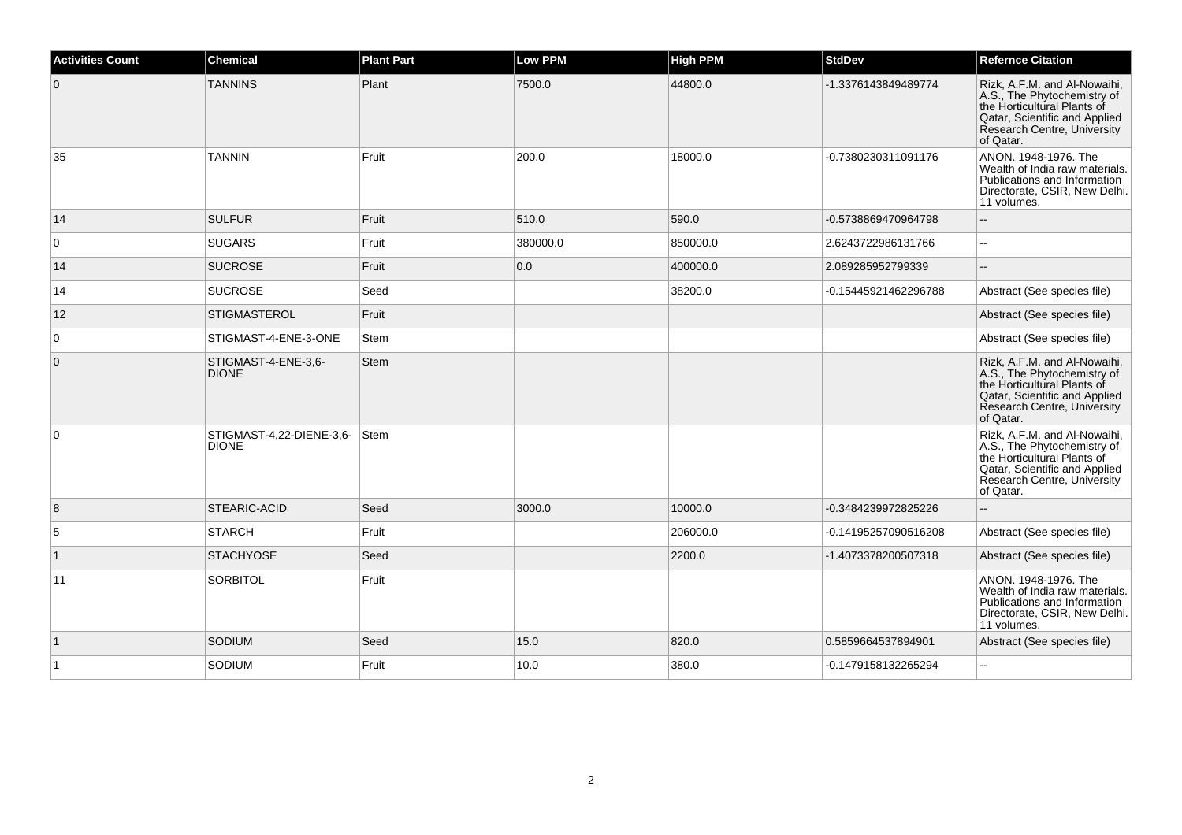| Activities Count | Chemical | Plant Part | Low PPM | High PPM | StdDev | Refernce Citation |
| --- | --- | --- | --- | --- | --- | --- |
| 0 | TANNINS | Plant | 7500.0 | 44800.0 | -1.3376143849489774 | Rizk, A.F.M. and Al-Nowaihi, A.S., The Phytochemistry of the Horticultural Plants of Qatar, Scientific and Applied Research Centre, University of Qatar. |
| 35 | TANNIN | Fruit | 200.0 | 18000.0 | -0.7380230311091176 | ANON. 1948-1976. The Wealth of India raw materials. Publications and Information Directorate, CSIR, New Delhi. 11 volumes. |
| 14 | SULFUR | Fruit | 510.0 | 590.0 | -0.5738869470964798 | -- |
| 0 | SUGARS | Fruit | 380000.0 | 850000.0 | 2.6243722986131766 | -- |
| 14 | SUCROSE | Fruit | 0.0 | 400000.0 | 2.089285952799339 | -- |
| 14 | SUCROSE | Seed | | 38200.0 | -0.15445921462296788 | Abstract (See species file) |
| 12 | STIGMASTEROL | Fruit | | | | Abstract (See species file) |
| 0 | STIGMAST-4-ENE-3-ONE | Stem | | | | Abstract (See species file) |
| 0 | STIGMAST-4-ENE-3,6-DIONE | Stem | | | | Rizk, A.F.M. and Al-Nowaihi, A.S., The Phytochemistry of the Horticultural Plants of Qatar, Scientific and Applied Research Centre, University of Qatar. |
| 0 | STIGMAST-4,22-DIENE-3,6-DIONE | Stem | | | | Rizk, A.F.M. and Al-Nowaihi, A.S., The Phytochemistry of the Horticultural Plants of Qatar, Scientific and Applied Research Centre, University of Qatar. |
| 8 | STEARIC-ACID | Seed | 3000.0 | 10000.0 | -0.3484239972825226 | -- |
| 5 | STARCH | Fruit | | 206000.0 | -0.14195257090516208 | Abstract (See species file) |
| 1 | STACHYOSE | Seed | | 2200.0 | -1.4073378200507318 | Abstract (See species file) |
| 11 | SORBITOL | Fruit | | | | ANON. 1948-1976. The Wealth of India raw materials. Publications and Information Directorate, CSIR, New Delhi. 11 volumes. |
| 1 | SODIUM | Seed | 15.0 | 820.0 | 0.5859664537894901 | Abstract (See species file) |
| 1 | SODIUM | Fruit | 10.0 | 380.0 | -0.1479158132265294 | -- |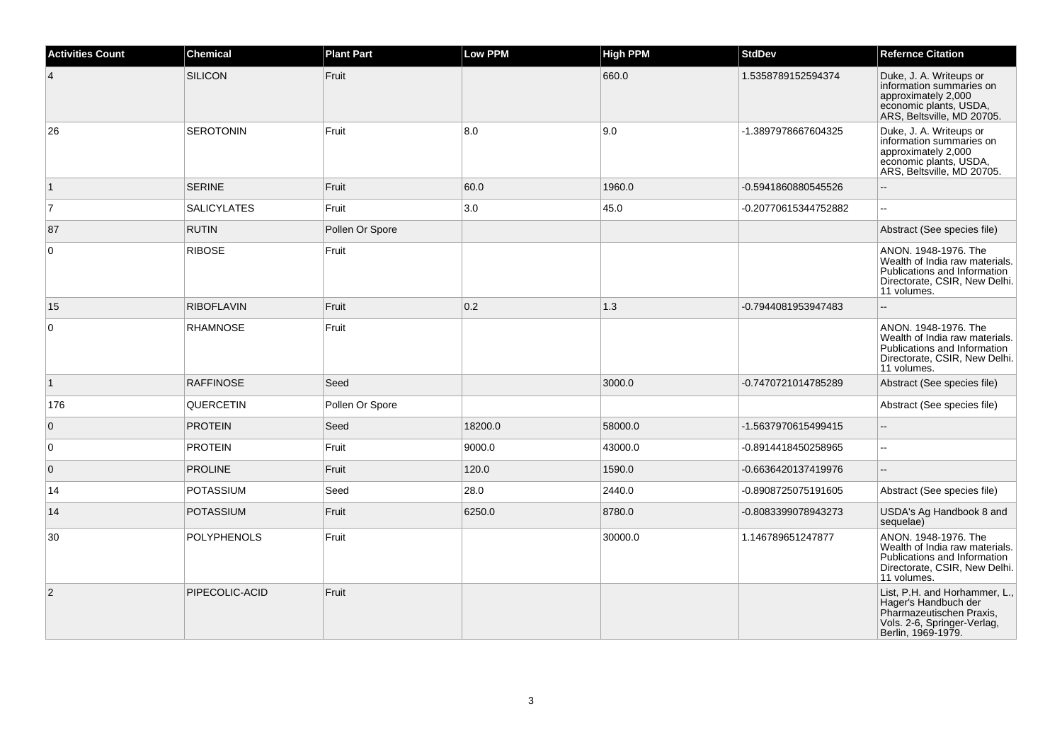| Activities Count | Chemical | Plant Part | Low PPM | High PPM | StdDev | Refernce Citation |
|---|---|---|---|---|---|---|
| 4 | SILICON | Fruit | | 660.0 | 1.5358789152594374 | Duke, J. A. Writeups or information summaries on approximately 2,000 economic plants, USDA, ARS, Beltsville, MD 20705. |
| 26 | SEROTONIN | Fruit | 8.0 | 9.0 | -1.3897978667604325 | Duke, J. A. Writeups or information summaries on approximately 2,000 economic plants, USDA, ARS, Beltsville, MD 20705. |
| 1 | SERINE | Fruit | 60.0 | 1960.0 | -0.5941860880545526 | -- |
| 7 | SALICYLATES | Fruit | 3.0 | 45.0 | -0.20770615344752882 | -- |
| 87 | RUTIN | Pollen Or Spore | | | | Abstract (See species file) |
| 0 | RIBOSE | Fruit | | | | ANON. 1948-1976. The Wealth of India raw materials. Publications and Information Directorate, CSIR, New Delhi. 11 volumes. |
| 15 | RIBOFLAVIN | Fruit | 0.2 | 1.3 | -0.7944081953947483 | -- |
| 0 | RHAMNOSE | Fruit | | | | ANON. 1948-1976. The Wealth of India raw materials. Publications and Information Directorate, CSIR, New Delhi. 11 volumes. |
| 1 | RAFFINOSE | Seed | | 3000.0 | -0.7470721014785289 | Abstract (See species file) |
| 176 | QUERCETIN | Pollen Or Spore | | | | Abstract (See species file) |
| 0 | PROTEIN | Seed | 18200.0 | 58000.0 | -1.5637970615499415 | -- |
| 0 | PROTEIN | Fruit | 9000.0 | 43000.0 | -0.8914418450258965 | -- |
| 0 | PROLINE | Fruit | 120.0 | 1590.0 | -0.6636420137419976 | -- |
| 14 | POTASSIUM | Seed | 28.0 | 2440.0 | -0.8908725075191605 | Abstract (See species file) |
| 14 | POTASSIUM | Fruit | 6250.0 | 8780.0 | -0.8083399078943273 | USDA's Ag Handbook 8 and sequelae) |
| 30 | POLYPHENOLS | Fruit | | 30000.0 | 1.146789651247877 | ANON. 1948-1976. The Wealth of India raw materials. Publications and Information Directorate, CSIR, New Delhi. 11 volumes. |
| 2 | PIPECOLIC-ACID | Fruit | | | | List, P.H. and Horhammer, L., Hager's Handbuch der Pharmazeutischen Praxis, Vols. 2-6, Springer-Verlag, Berlin, 1969-1979. |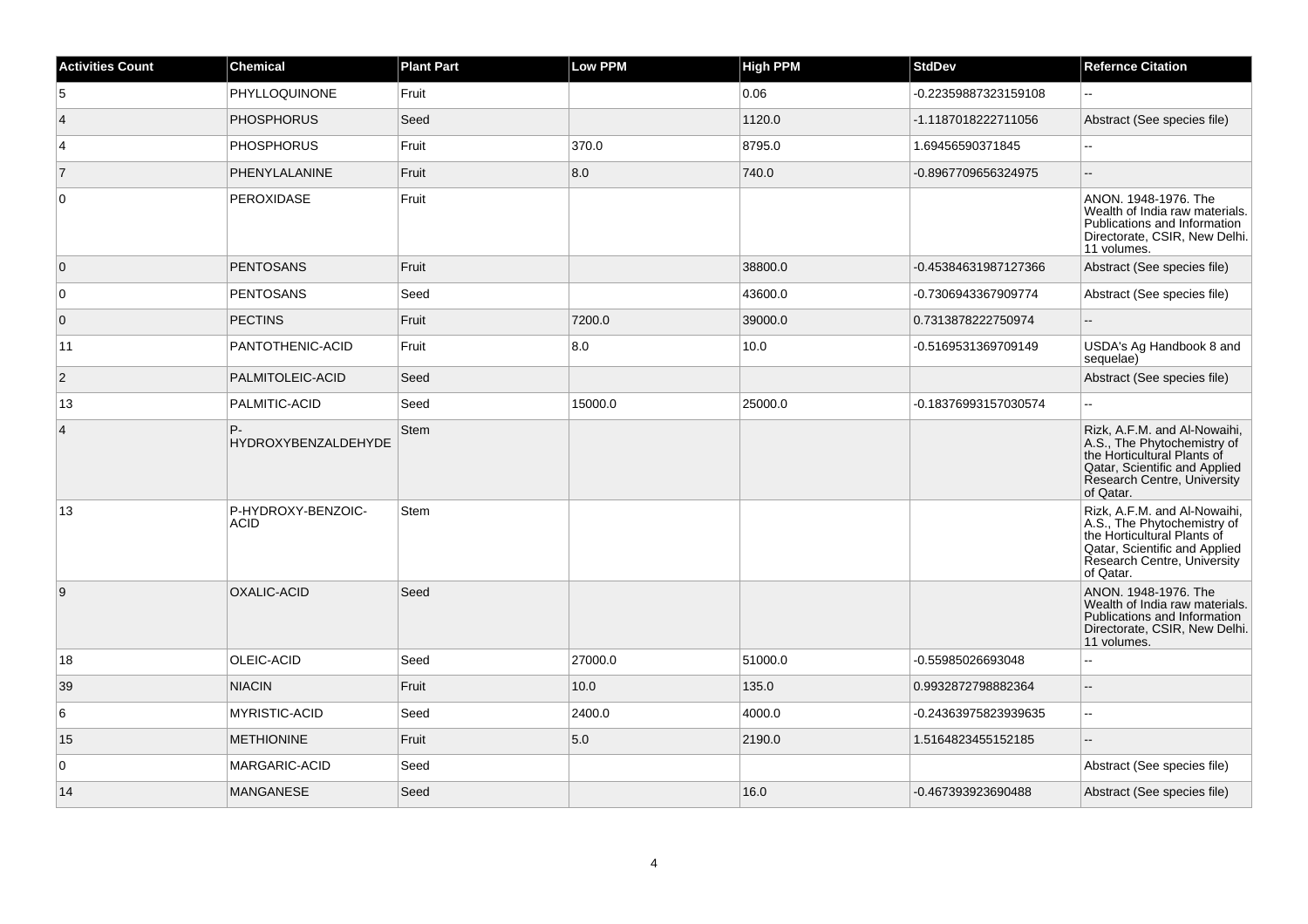| Activities Count | Chemical | Plant Part | Low PPM | High PPM | StdDev | Refernce Citation |
|---|---|---|---|---|---|---|
| 5 | PHYLLOQUINONE | Fruit | | 0.06 | -0.22359887323159108 | -- |
| 4 | PHOSPHORUS | Seed | | 1120.0 | -1.1187018222711056 | Abstract (See species file) |
| 4 | PHOSPHORUS | Fruit | 370.0 | 8795.0 | 1.69456590371845 | -- |
| 7 | PHENYLALANINE | Fruit | 8.0 | 740.0 | -0.8967709656324975 | -- |
| 0 | PEROXIDASE | Fruit | | | | ANON. 1948-1976. The Wealth of India raw materials. Publications and Information Directorate, CSIR, New Delhi. 11 volumes. |
| 0 | PENTOSANS | Fruit | | 38800.0 | -0.45384631987127366 | Abstract (See species file) |
| 0 | PENTOSANS | Seed | | 43600.0 | -0.7306943367909774 | Abstract (See species file) |
| 0 | PECTINS | Fruit | 7200.0 | 39000.0 | 0.7313878222750974 | -- |
| 11 | PANTOTHENIC-ACID | Fruit | 8.0 | 10.0 | -0.5169531369709149 | USDA's Ag Handbook 8 and sequelae) |
| 2 | PALMITOLEIC-ACID | Seed | | | | Abstract (See species file) |
| 13 | PALMITIC-ACID | Seed | 15000.0 | 25000.0 | -0.18376993157030574 | -- |
| 4 | P-HYDROXYBENZALDEHYDE | Stem | | | | Rizk, A.F.M. and Al-Nowaihi, A.S., The Phytochemistry of the Horticultural Plants of Qatar, Scientific and Applied Research Centre, University of Qatar. |
| 13 | P-HYDROXY-BENZOIC-ACID | Stem | | | | Rizk, A.F.M. and Al-Nowaihi, A.S., The Phytochemistry of the Horticultural Plants of Qatar, Scientific and Applied Research Centre, University of Qatar. |
| 9 | OXALIC-ACID | Seed | | | | ANON. 1948-1976. The Wealth of India raw materials. Publications and Information Directorate, CSIR, New Delhi. 11 volumes. |
| 18 | OLEIC-ACID | Seed | 27000.0 | 51000.0 | -0.55985026693048 | -- |
| 39 | NIACIN | Fruit | 10.0 | 135.0 | 0.9932872798882364 | -- |
| 6 | MYRISTIC-ACID | Seed | 2400.0 | 4000.0 | -0.24363975823939635 | -- |
| 15 | METHIONINE | Fruit | 5.0 | 2190.0 | 1.5164823455152185 | -- |
| 0 | MARGARIC-ACID | Seed | | | | Abstract (See species file) |
| 14 | MANGANESE | Seed | | 16.0 | -0.467393923690488 | Abstract (See species file) |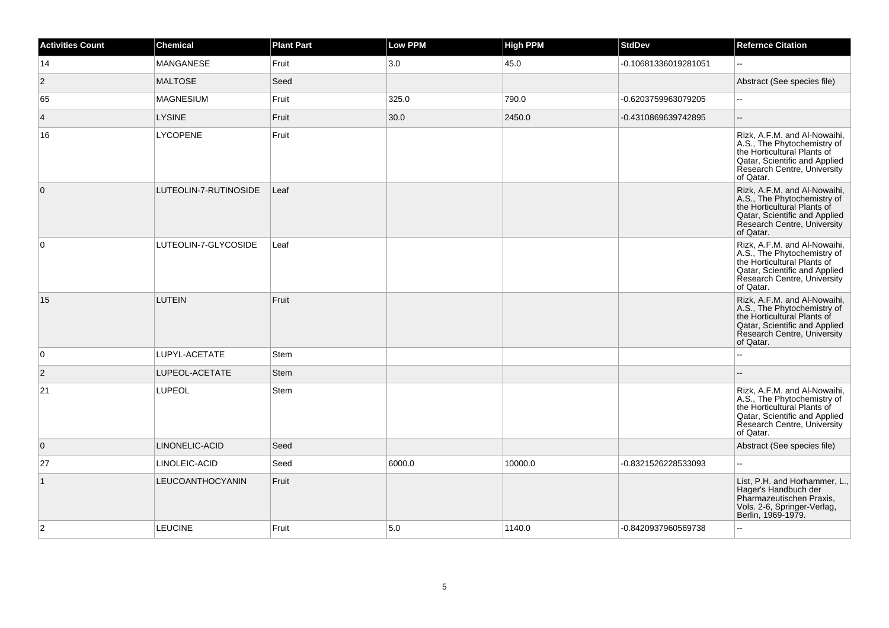| Activities Count | Chemical | Plant Part | Low PPM | High PPM | StdDev | Refernce Citation |
| --- | --- | --- | --- | --- | --- | --- |
| 14 | MANGANESE | Fruit | 3.0 | 45.0 | -0.10681336019281051 | -- |
| 2 | MALTOSE | Seed | | | | Abstract (See species file) |
| 65 | MAGNESIUM | Fruit | 325.0 | 790.0 | -0.6203759963079205 | -- |
| 4 | LYSINE | Fruit | 30.0 | 2450.0 | -0.4310869639742895 | -- |
| 16 | LYCOPENE | Fruit | | | | Rizk, A.F.M. and Al-Nowaihi, A.S., The Phytochemistry of the Horticultural Plants of Qatar, Scientific and Applied Research Centre, University of Qatar. |
| 0 | LUTEOLIN-7-RUTINOSIDE | Leaf | | | | Rizk, A.F.M. and Al-Nowaihi, A.S., The Phytochemistry of the Horticultural Plants of Qatar, Scientific and Applied Research Centre, University of Qatar. |
| 0 | LUTEOLIN-7-GLYCOSIDE | Leaf | | | | Rizk, A.F.M. and Al-Nowaihi, A.S., The Phytochemistry of the Horticultural Plants of Qatar, Scientific and Applied Research Centre, University of Qatar. |
| 15 | LUTEIN | Fruit | | | | Rizk, A.F.M. and Al-Nowaihi, A.S., The Phytochemistry of the Horticultural Plants of Qatar, Scientific and Applied Research Centre, University of Qatar. |
| 0 | LUPYL-ACETATE | Stem | | | | -- |
| 2 | LUPEOL-ACETATE | Stem | | | | -- |
| 21 | LUPEOL | Stem | | | | Rizk, A.F.M. and Al-Nowaihi, A.S., The Phytochemistry of the Horticultural Plants of Qatar, Scientific and Applied Research Centre, University of Qatar. |
| 0 | LINONELIC-ACID | Seed | | | | Abstract (See species file) |
| 27 | LINOLEIC-ACID | Seed | 6000.0 | 10000.0 | -0.8321526228533093 | -- |
| 1 | LEUCOANTHOCYANIN | Fruit | | | | List, P.H. and Horhammer, L., Hager's Handbuch der Pharmazeutischen Praxis, Vols. 2-6, Springer-Verlag, Berlin, 1969-1979. |
| 2 | LEUCINE | Fruit | 5.0 | 1140.0 | -0.8420937960569738 | -- |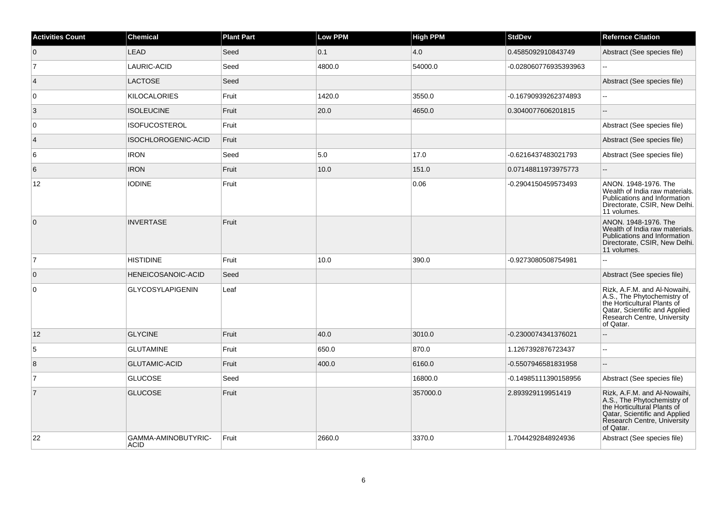| Activities Count | Chemical | Plant Part | Low PPM | High PPM | StdDev | Refernce Citation |
|---|---|---|---|---|---|---|
| 0 | LEAD | Seed | 0.1 | 4.0 | 0.4585092910843749 | Abstract (See species file) |
| 7 | LAURIC-ACID | Seed | 4800.0 | 54000.0 | -0.028060776935393963 | -- |
| 4 | LACTOSE | Seed | | | | Abstract (See species file) |
| 0 | KILOCALORIES | Fruit | 1420.0 | 3550.0 | -0.16790939262374893 | -- |
| 3 | ISOLEUCINE | Fruit | 20.0 | 4650.0 | 0.3040077606201815 | -- |
| 0 | ISOFUCOSTEROL | Fruit | | | | Abstract (See species file) |
| 4 | ISOCHLOROGENIC-ACID | Fruit | | | | Abstract (See species file) |
| 6 | IRON | Seed | 5.0 | 17.0 | -0.6216437483021793 | Abstract (See species file) |
| 6 | IRON | Fruit | 10.0 | 151.0 | 0.07148811973975773 | -- |
| 12 | IODINE | Fruit | | 0.06 | -0.2904150459573493 | ANON. 1948-1976. The Wealth of India raw materials. Publications and Information Directorate, CSIR, New Delhi. 11 volumes. |
| 0 | INVERTASE | Fruit | | | | ANON. 1948-1976. The Wealth of India raw materials. Publications and Information Directorate, CSIR, New Delhi. 11 volumes. |
| 7 | HISTIDINE | Fruit | 10.0 | 390.0 | -0.9273080508754981 | -- |
| 0 | HENEICOSANOIC-ACID | Seed | | | | Abstract (See species file) |
| 0 | GLYCOSYLAPIGENIN | Leaf | | | | Rizk, A.F.M. and Al-Nowaihi, A.S., The Phytochemistry of the Horticultural Plants of Qatar, Scientific and Applied Research Centre, University of Qatar. |
| 12 | GLYCINE | Fruit | 40.0 | 3010.0 | -0.2300074341376021 | -- |
| 5 | GLUTAMINE | Fruit | 650.0 | 870.0 | 1.1267392876723437 | -- |
| 8 | GLUTAMIC-ACID | Fruit | 400.0 | 6160.0 | -0.5507946581831958 | -- |
| 7 | GLUCOSE | Seed | | 16800.0 | -0.14985111390158956 | Abstract (See species file) |
| 7 | GLUCOSE | Fruit | | 357000.0 | 2.893929119951419 | Rizk, A.F.M. and Al-Nowaihi, A.S., The Phytochemistry of the Horticultural Plants of Qatar, Scientific and Applied Research Centre, University of Qatar. |
| 22 | GAMMA-AMINOBUTYRIC-ACID | Fruit | 2660.0 | 3370.0 | 1.7044292848924936 | Abstract (See species file) |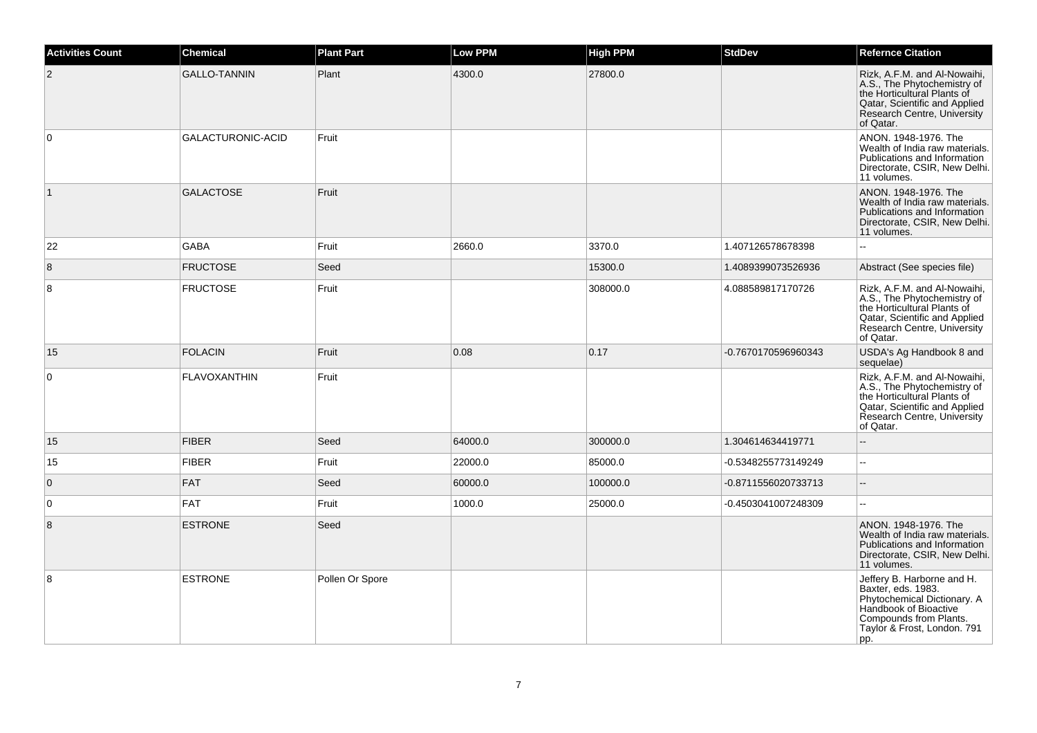| Activities Count | Chemical | Plant Part | Low PPM | High PPM | StdDev | Refernce Citation |
|---|---|---|---|---|---|---|
| 2 | GALLO-TANNIN | Plant | 4300.0 | 27800.0 | | Rizk, A.F.M. and Al-Nowaihi, A.S., The Phytochemistry of the Horticultural Plants of Qatar, Scientific and Applied Research Centre, University of Qatar. |
| 0 | GALACTURONIC-ACID | Fruit | | | | ANON. 1948-1976. The Wealth of India raw materials. Publications and Information Directorate, CSIR, New Delhi. 11 volumes. |
| 1 | GALACTOSE | Fruit | | | | ANON. 1948-1976. The Wealth of India raw materials. Publications and Information Directorate, CSIR, New Delhi. 11 volumes. |
| 22 | GABA | Fruit | 2660.0 | 3370.0 | 1.407126578678398 | -- |
| 8 | FRUCTOSE | Seed | | 15300.0 | 1.4089399073526936 | Abstract (See species file) |
| 8 | FRUCTOSE | Fruit | | 308000.0 | 4.088589817170726 | Rizk, A.F.M. and Al-Nowaihi, A.S., The Phytochemistry of the Horticultural Plants of Qatar, Scientific and Applied Research Centre, University of Qatar. |
| 15 | FOLACIN | Fruit | 0.08 | 0.17 | -0.7670170596960343 | USDA's Ag Handbook 8 and sequelae) |
| 0 | FLAVOXANTHIN | Fruit | | | | Rizk, A.F.M. and Al-Nowaihi, A.S., The Phytochemistry of the Horticultural Plants of Qatar, Scientific and Applied Research Centre, University of Qatar. |
| 15 | FIBER | Seed | 64000.0 | 300000.0 | 1.304614634419771 | -- |
| 15 | FIBER | Fruit | 22000.0 | 85000.0 | -0.5348255773149249 | -- |
| 0 | FAT | Seed | 60000.0 | 100000.0 | -0.8711556020733713 | -- |
| 0 | FAT | Fruit | 1000.0 | 25000.0 | -0.4503041007248309 | -- |
| 8 | ESTRONE | Seed | | | | ANON. 1948-1976. The Wealth of India raw materials. Publications and Information Directorate, CSIR, New Delhi. 11 volumes. |
| 8 | ESTRONE | Pollen Or Spore | | | | Jeffery B. Harborne and H. Baxter, eds. 1983. Phytochemical Dictionary. A Handbook of Bioactive Compounds from Plants. Taylor & Frost, London. 791 pp. |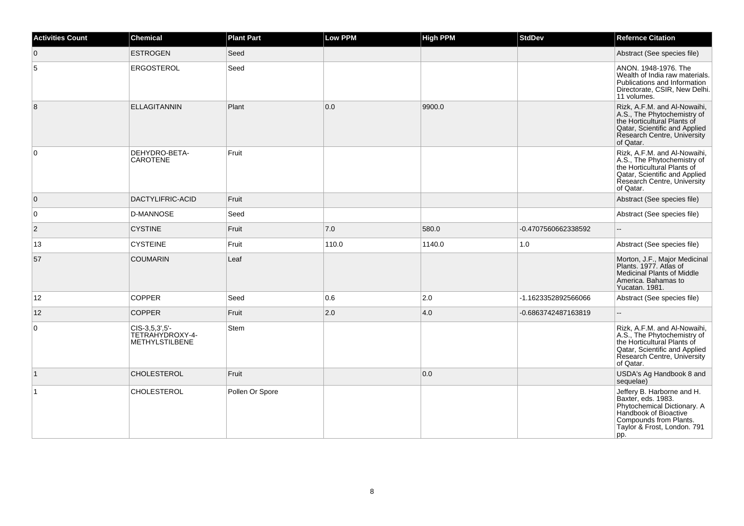| Activities Count | Chemical | Plant Part | Low PPM | High PPM | StdDev | Refernce Citation |
| --- | --- | --- | --- | --- | --- | --- |
| 0 | ESTROGEN | Seed | | | | Abstract (See species file) |
| 5 | ERGOSTEROL | Seed | | | | ANON. 1948-1976. The Wealth of India raw materials. Publications and Information Directorate, CSIR, New Delhi. 11 volumes. |
| 8 | ELLAGITANNIN | Plant | 0.0 | 9900.0 | | Rizk, A.F.M. and Al-Nowaihi, A.S., The Phytochemistry of the Horticultural Plants of Qatar, Scientific and Applied Research Centre, University of Qatar. |
| 0 | DEHYDRO-BETA-CAROTENE | Fruit | | | | Rizk, A.F.M. and Al-Nowaihi, A.S., The Phytochemistry of the Horticultural Plants of Qatar, Scientific and Applied Research Centre, University of Qatar. |
| 0 | DACTYLIFRIC-ACID | Fruit | | | | Abstract (See species file) |
| 0 | D-MANNOSE | Seed | | | | Abstract (See species file) |
| 2 | CYSTINE | Fruit | 7.0 | 580.0 | -0.4707560662338592 | -- |
| 13 | CYSTEINE | Fruit | 110.0 | 1140.0 | 1.0 | Abstract (See species file) |
| 57 | COUMARIN | Leaf | | | | Morton, J.F., Major Medicinal Plants. 1977. Atlas of Medicinal Plants of Middle America. Bahamas to Yucatan. 1981. |
| 12 | COPPER | Seed | 0.6 | 2.0 | -1.1623352892566066 | Abstract (See species file) |
| 12 | COPPER | Fruit | 2.0 | 4.0 | -0.6863742487163819 | -- |
| 0 | CIS-3,5,3',5'-TETRAHYDROXY-4-METHYLSTILBENE | Stem | | | | Rizk, A.F.M. and Al-Nowaihi, A.S., The Phytochemistry of the Horticultural Plants of Qatar, Scientific and Applied Research Centre, University of Qatar. |
| 1 | CHOLESTEROL | Fruit | | 0.0 | | USDA's Ag Handbook 8 and sequelae) |
| 1 | CHOLESTEROL | Pollen Or Spore | | | | Jeffery B. Harborne and H. Baxter, eds. 1983. Phytochemical Dictionary. A Handbook of Bioactive Compounds from Plants. Taylor & Frost, London. 791 pp. |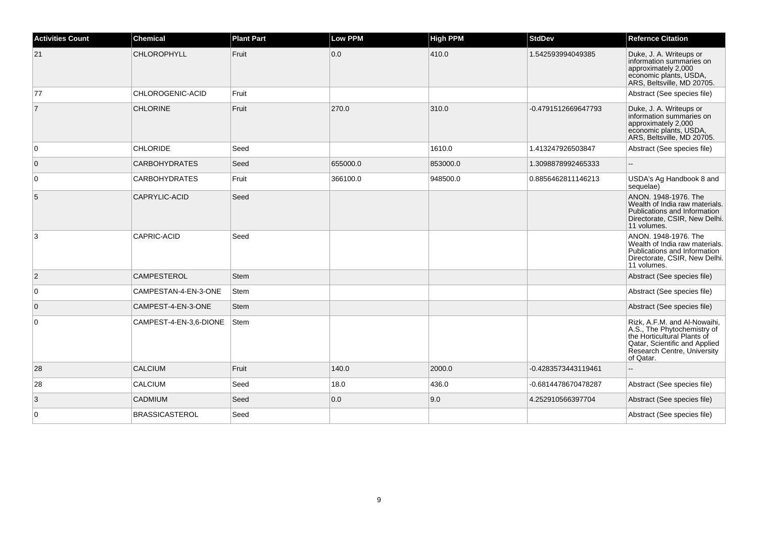| Activities Count | Chemical | Plant Part | Low PPM | High PPM | StdDev | Refernce Citation |
| --- | --- | --- | --- | --- | --- | --- |
| 21 | CHLOROPHYLL | Fruit | 0.0 | 410.0 | 1.542593994049385 | Duke, J. A. Writeups or information summaries on approximately 2,000 economic plants, USDA, ARS, Beltsville, MD 20705. |
| 77 | CHLOROGENIC-ACID | Fruit | | | | Abstract (See species file) |
| 7 | CHLORINE | Fruit | 270.0 | 310.0 | -0.4791512669647793 | Duke, J. A. Writeups or information summaries on approximately 2,000 economic plants, USDA, ARS, Beltsville, MD 20705. |
| 0 | CHLORIDE | Seed | | 1610.0 | 1.413247926503847 | Abstract (See species file) |
| 0 | CARBOHYDRATES | Seed | 655000.0 | 853000.0 | 1.3098878992465333 | -- |
| 0 | CARBOHYDRATES | Fruit | 366100.0 | 948500.0 | 0.8856462811146213 | USDA's Ag Handbook 8 and sequelae) |
| 5 | CAPRYLIC-ACID | Seed | | | | ANON. 1948-1976. The Wealth of India raw materials. Publications and Information Directorate, CSIR, New Delhi. 11 volumes. |
| 3 | CAPRIC-ACID | Seed | | | | ANON. 1948-1976. The Wealth of India raw materials. Publications and Information Directorate, CSIR, New Delhi. 11 volumes. |
| 2 | CAMPESTEROL | Stem | | | | Abstract (See species file) |
| 0 | CAMPESTAN-4-EN-3-ONE | Stem | | | | Abstract (See species file) |
| 0 | CAMPEST-4-EN-3-ONE | Stem | | | | Abstract (See species file) |
| 0 | CAMPEST-4-EN-3,6-DIONE | Stem | | | | Rizk, A.F.M. and Al-Nowaihi, A.S., The Phytochemistry of the Horticultural Plants of Qatar, Scientific and Applied Research Centre, University of Qatar. |
| 28 | CALCIUM | Fruit | 140.0 | 2000.0 | -0.4283573443119461 | -- |
| 28 | CALCIUM | Seed | 18.0 | 436.0 | -0.6814478670478287 | Abstract (See species file) |
| 3 | CADMIUM | Seed | 0.0 | 9.0 | 4.252910566397704 | Abstract (See species file) |
| 0 | BRASSICASTEROL | Seed | | | | Abstract (See species file) |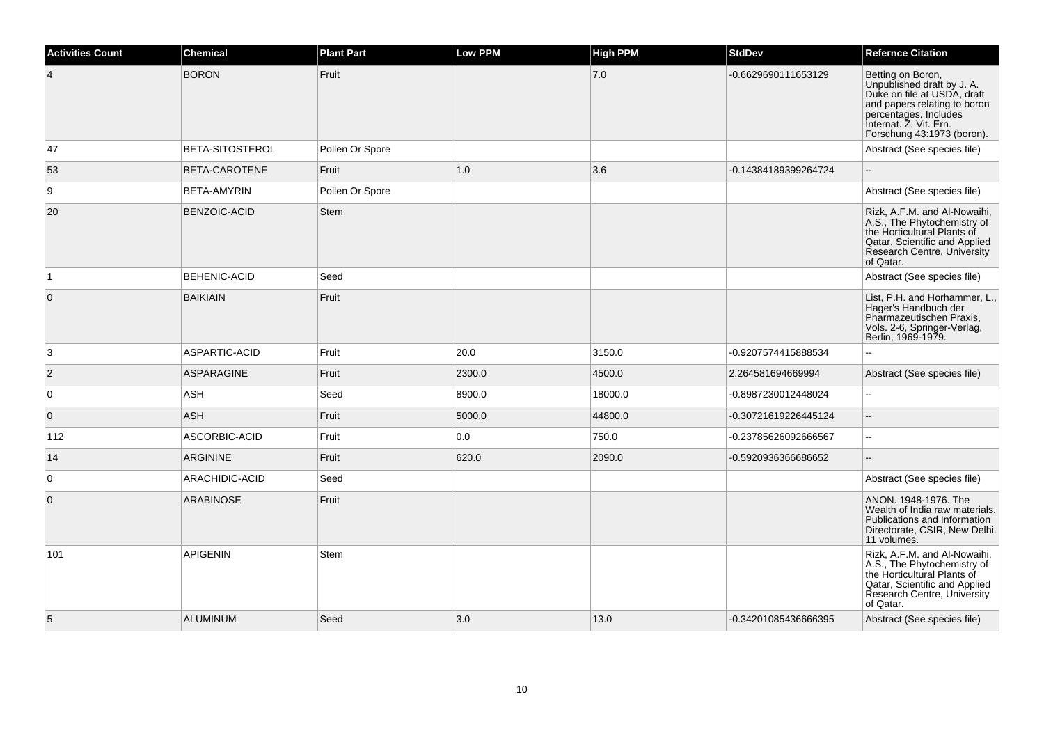| Activities Count | Chemical | Plant Part | Low PPM | High PPM | StdDev | Refernce Citation |
|---|---|---|---|---|---|---|
| 4 | BORON | Fruit | | 7.0 | -0.6629690111653129 | Betting on Boron, Unpublished draft by J. A. Duke on file at USDA, draft and papers relating to boron percentages. Includes Internat. Z. Vit. Ern. Forschung 43:1973 (boron). |
| 47 | BETA-SITOSTEROL | Pollen Or Spore | | | | Abstract (See species file) |
| 53 | BETA-CAROTENE | Fruit | 1.0 | 3.6 | -0.14384189399264724 | -- |
| 9 | BETA-AMYRIN | Pollen Or Spore | | | | Abstract (See species file) |
| 20 | BENZOIC-ACID | Stem | | | | Rizk, A.F.M. and Al-Nowaihi, A.S., The Phytochemistry of the Horticultural Plants of Qatar, Scientific and Applied Research Centre, University of Qatar. |
| 1 | BEHENIC-ACID | Seed | | | | Abstract (See species file) |
| 0 | BAIKIAIN | Fruit | | | | List, P.H. and Horhammer, L., Hager's Handbuch der Pharmazeutischen Praxis, Vols. 2-6, Springer-Verlag, Berlin, 1969-1979. |
| 3 | ASPARTIC-ACID | Fruit | 20.0 | 3150.0 | -0.9207574415888534 | -- |
| 2 | ASPARAGINE | Fruit | 2300.0 | 4500.0 | 2.264581694669994 | Abstract (See species file) |
| 0 | ASH | Seed | 8900.0 | 18000.0 | -0.8987230012448024 | -- |
| 0 | ASH | Fruit | 5000.0 | 44800.0 | -0.30721619226445124 | -- |
| 112 | ASCORBIC-ACID | Fruit | 0.0 | 750.0 | -0.23785626092666567 | -- |
| 14 | ARGININE | Fruit | 620.0 | 2090.0 | -0.5920936366686652 | -- |
| 0 | ARACHIDIC-ACID | Seed | | | | Abstract (See species file) |
| 0 | ARABINOSE | Fruit | | | | ANON. 1948-1976. The Wealth of India raw materials. Publications and Information Directorate, CSIR, New Delhi. 11 volumes. |
| 101 | APIGENIN | Stem | | | | Rizk, A.F.M. and Al-Nowaihi, A.S., The Phytochemistry of the Horticultural Plants of Qatar, Scientific and Applied Research Centre, University of Qatar. |
| 5 | ALUMINUM | Seed | 3.0 | 13.0 | -0.34201085436666395 | Abstract (See species file) |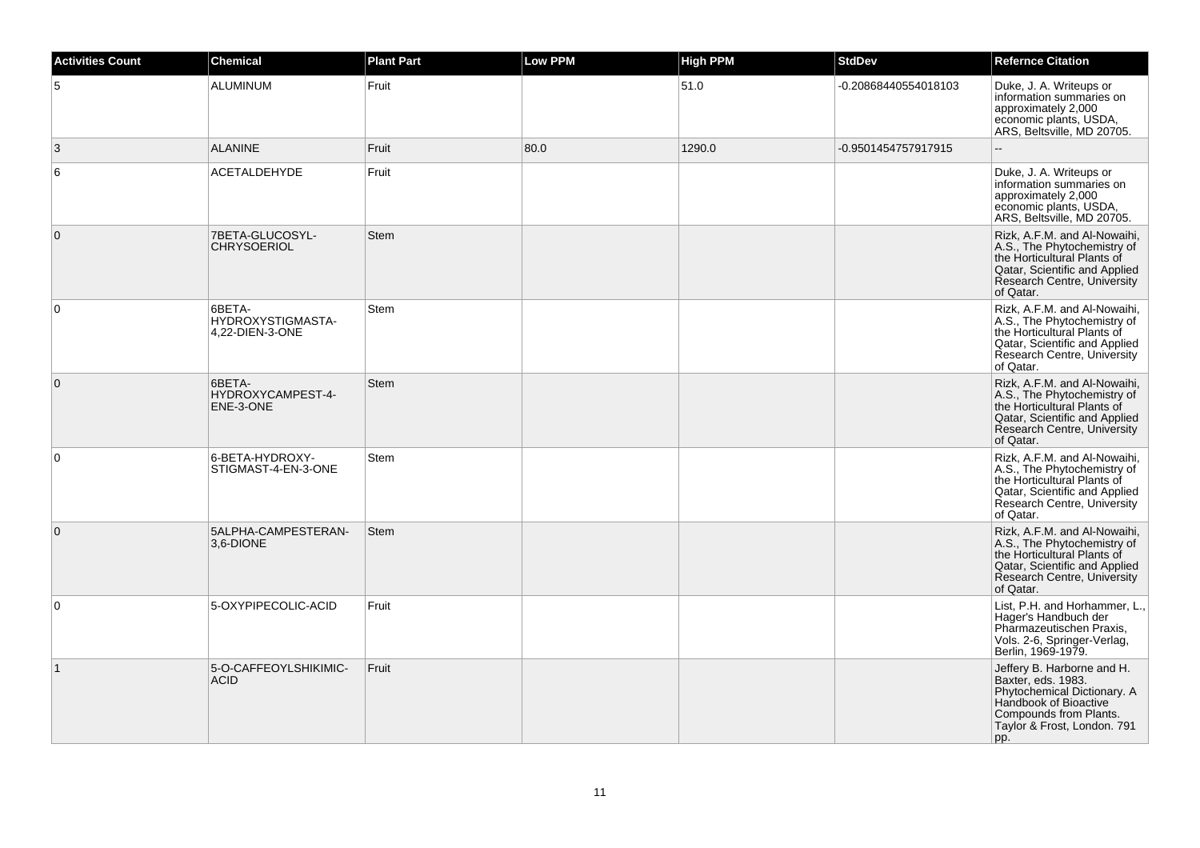| Activities Count | Chemical | Plant Part | Low PPM | High PPM | StdDev | Refernce Citation |
|---|---|---|---|---|---|---|
| 5 | ALUMINUM | Fruit | | 51.0 | -0.20868440554018103 | Duke, J. A. Writeups or information summaries on approximately 2,000 economic plants, USDA, ARS, Beltsville, MD 20705. |
| 3 | ALANINE | Fruit | 80.0 | 1290.0 | -0.9501454757917915 | -- |
| 6 | ACETALDEHYDE | Fruit | | | | Duke, J. A. Writeups or information summaries on approximately 2,000 economic plants, USDA, ARS, Beltsville, MD 20705. |
| 0 | 7BETA-GLUCOSYL-CHRYSOERIOL | Stem | | | | Rizk, A.F.M. and Al-Nowaihi, A.S., The Phytochemistry of the Horticultural Plants of Qatar, Scientific and Applied Research Centre, University of Qatar. |
| 0 | 6BETA-HYDROXYSTIGMASTA-4,22-DIEN-3-ONE | Stem | | | | Rizk, A.F.M. and Al-Nowaihi, A.S., The Phytochemistry of the Horticultural Plants of Qatar, Scientific and Applied Research Centre, University of Qatar. |
| 0 | 6BETA-HYDROXYCAMPEST-4-ENE-3-ONE | Stem | | | | Rizk, A.F.M. and Al-Nowaihi, A.S., The Phytochemistry of the Horticultural Plants of Qatar, Scientific and Applied Research Centre, University of Qatar. |
| 0 | 6-BETA-HYDROXY-STIGMAST-4-EN-3-ONE | Stem | | | | Rizk, A.F.M. and Al-Nowaihi, A.S., The Phytochemistry of the Horticultural Plants of Qatar, Scientific and Applied Research Centre, University of Qatar. |
| 0 | 5ALPHA-CAMPESTERAN-3,6-DIONE | Stem | | | | Rizk, A.F.M. and Al-Nowaihi, A.S., The Phytochemistry of the Horticultural Plants of Qatar, Scientific and Applied Research Centre, University of Qatar. |
| 0 | 5-OXYPIPECOLIC-ACID | Fruit | | | | List, P.H. and Horhammer, L., Hager's Handbuch der Pharmazeutischen Praxis, Vols. 2-6, Springer-Verlag, Berlin, 1969-1979. |
| 1 | 5-O-CAFFEOYLSHIKIMIC-ACID | Fruit | | | | Jeffery B. Harborne and H. Baxter, eds. 1983. Phytochemical Dictionary. A Handbook of Bioactive Compounds from Plants. Taylor & Frost, London. 791 pp. |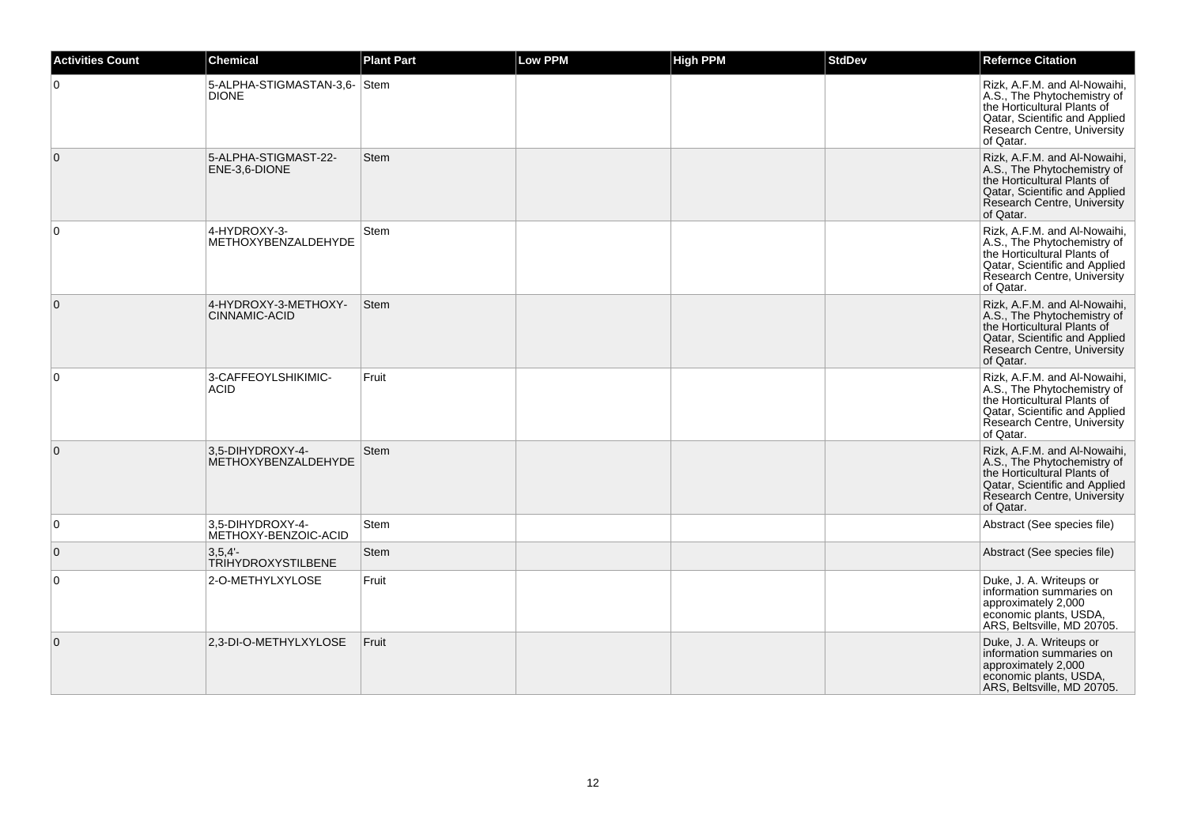| Activities Count | Chemical | Plant Part | Low PPM | High PPM | StdDev | Refernce Citation |
|---|---|---|---|---|---|---|
| 0 | 5-ALPHA-STIGMASTAN-3,6-DIONE | Stem | | | | Rizk, A.F.M. and Al-Nowaihi, A.S., The Phytochemistry of the Horticultural Plants of Qatar, Scientific and Applied Research Centre, University of Qatar. |
| 0 | 5-ALPHA-STIGMAST-22-ENE-3,6-DIONE | Stem | | | | Rizk, A.F.M. and Al-Nowaihi, A.S., The Phytochemistry of the Horticultural Plants of Qatar, Scientific and Applied Research Centre, University of Qatar. |
| 0 | 4-HYDROXY-3-METHOXYBENZALDEHYDE | Stem | | | | Rizk, A.F.M. and Al-Nowaihi, A.S., The Phytochemistry of the Horticultural Plants of Qatar, Scientific and Applied Research Centre, University of Qatar. |
| 0 | 4-HYDROXY-3-METHOXY-CINNAMIC-ACID | Stem | | | | Rizk, A.F.M. and Al-Nowaihi, A.S., The Phytochemistry of the Horticultural Plants of Qatar, Scientific and Applied Research Centre, University of Qatar. |
| 0 | 3-CAFFEOYLSHIKIMIC-ACID | Fruit | | | | Rizk, A.F.M. and Al-Nowaihi, A.S., The Phytochemistry of the Horticultural Plants of Qatar, Scientific and Applied Research Centre, University of Qatar. |
| 0 | 3,5-DIHYDROXY-4-METHOXYBENZALDEHYDE | Stem | | | | Rizk, A.F.M. and Al-Nowaihi, A.S., The Phytochemistry of the Horticultural Plants of Qatar, Scientific and Applied Research Centre, University of Qatar. |
| 0 | 3,5-DIHYDROXY-4-METHOXY-BENZOIC-ACID | Stem | | | | Abstract (See species file) |
| 0 | 3,5,4'-TRIHYDROXYSTILBENE | Stem | | | | Abstract (See species file) |
| 0 | 2-O-METHYLXYLOSE | Fruit | | | | Duke, J. A. Writeups or information summaries on approximately 2,000 economic plants, USDA, ARS, Beltsville, MD 20705. |
| 0 | 2,3-DI-O-METHYLXYLOSE | Fruit | | | | Duke, J. A. Writeups or information summaries on approximately 2,000 economic plants, USDA, ARS, Beltsville, MD 20705. |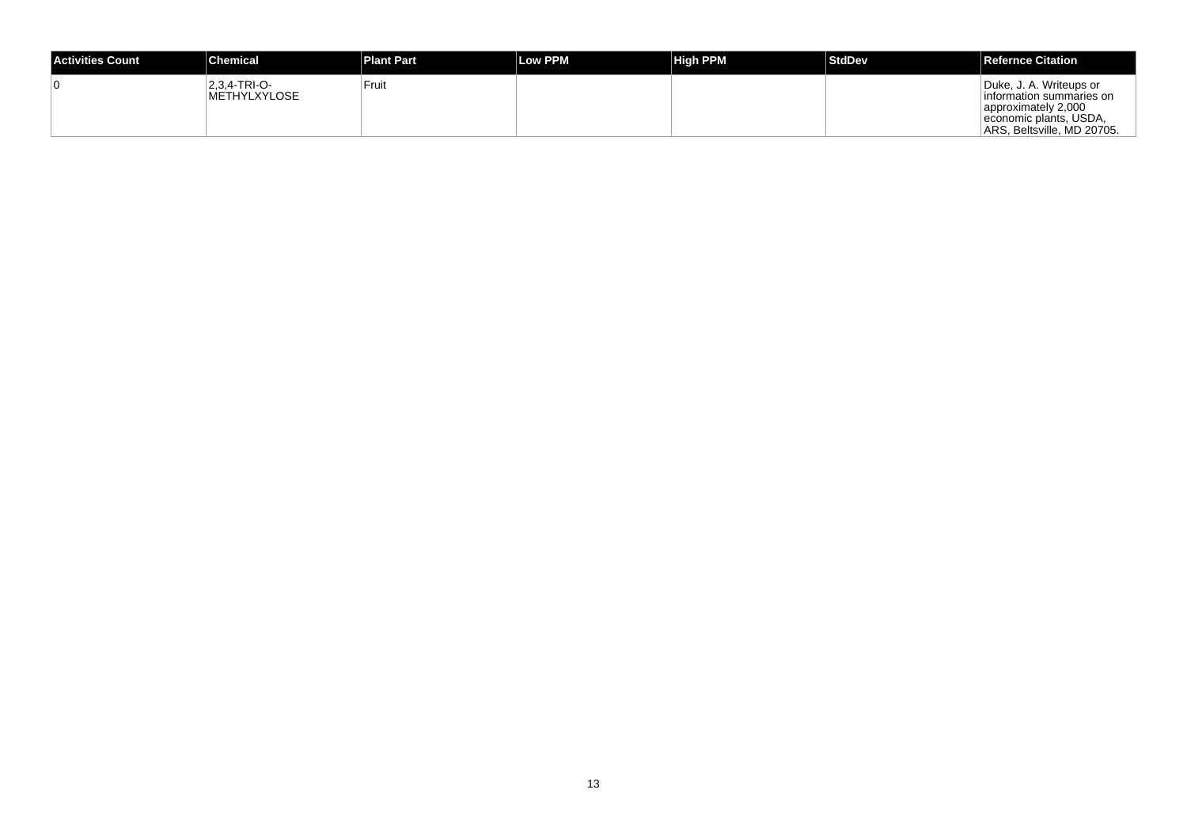| Activities Count | Chemical | Plant Part | Low PPM | High PPM | StdDev | Refernce Citation |
|---|---|---|---|---|---|---|
| 0 | 2,3,4-TRI-O-METHYLXYLOSE | Fruit | | | | Duke, J. A. Writeups or information summaries on approximately 2,000 economic plants, USDA, ARS, Beltsville, MD 20705. |